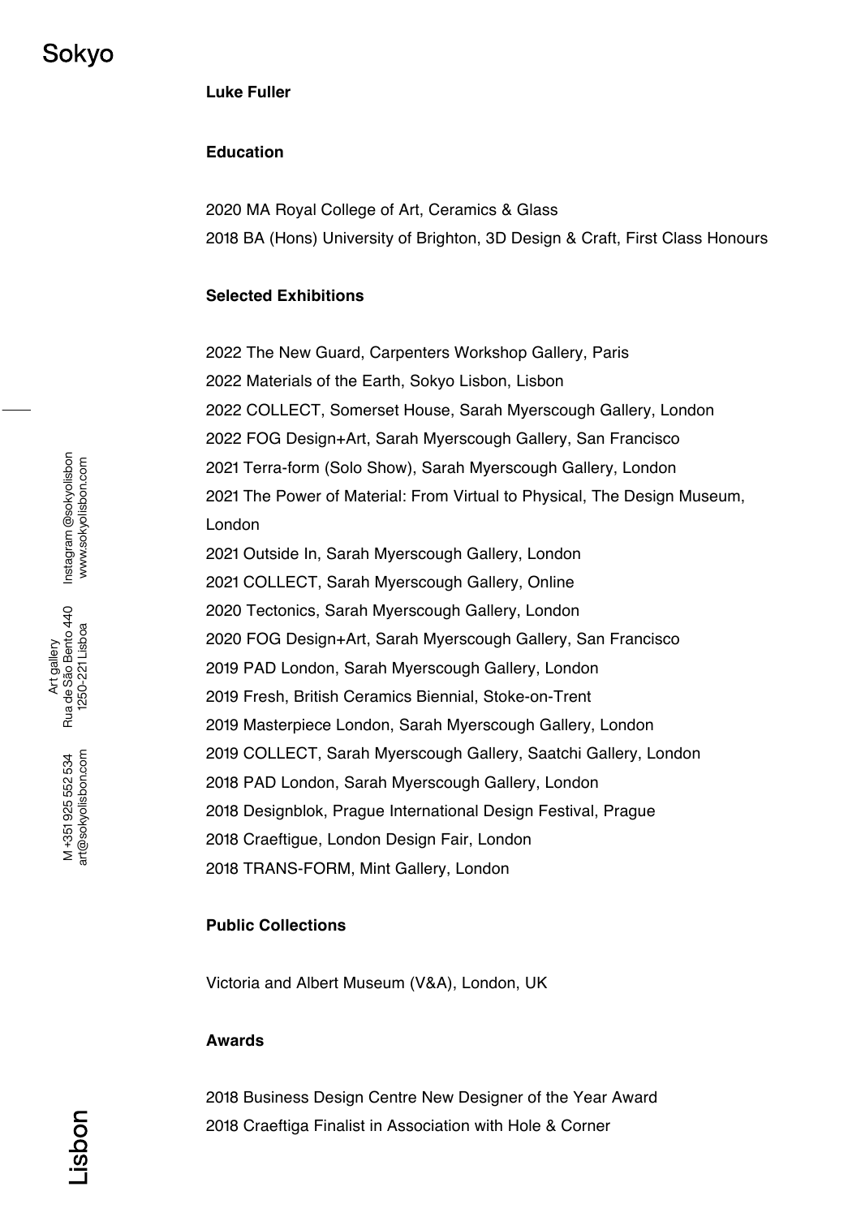# Luke Fuller

## Education

2020 MA Royal College of Art, Ceramics & Glass

2018 BA (Hons) University of Brighton, 3D Design & Craft, First Class Honours

## Selected Exhibitions

2022 The New Guard, Carpenters Workshop Gallery, Paris

2022 Materials of the Earth, Sokyo Lisbon, Lisbon

2022 COLLECT, Somerset House, Sarah Myerscough Gallery, London

2022 FOG Design+Art, Sarah Myerscough Gallery, San Francisco

2021 Terra-form (Solo Show), Sarah Myerscough Gallery, London

2021 The Power of Material: From Virtual to Physical, The Design Museum, London

2021 Outside In, Sarah Myerscough Gallery, London

2021 COLLECT, Sarah Myerscough Gallery, Online

2020 Tectonics, Sarah Myerscough Gallery, London

2020 FOG Design+Art, Sarah Myerscough Gallery, San Francisco

2019 PAD London, Sarah Myerscough Gallery, London

2019 Fresh, British Ceramics Biennial, Stoke-on-Trent

2019 Masterpiece London, Sarah Myerscough Gallery, London

2019 COLLECT, Sarah Myerscough Gallery, Saatchi Gallery, London

2018 PAD London, Sarah Myerscough Gallery, London

2018 Designblok, Prague International Design Festival, Prague

2018 Craeftigue, London Design Fair, London

2018 TRANS-FORM, Mint Gallery, London

## Public Collections

Victoria and Albert Museum (V&A), London, UK

## Awards

2018 Business Design Centre New Designer of the Year Award

2018 Craeftiga Finalist in Association with Hole & Corner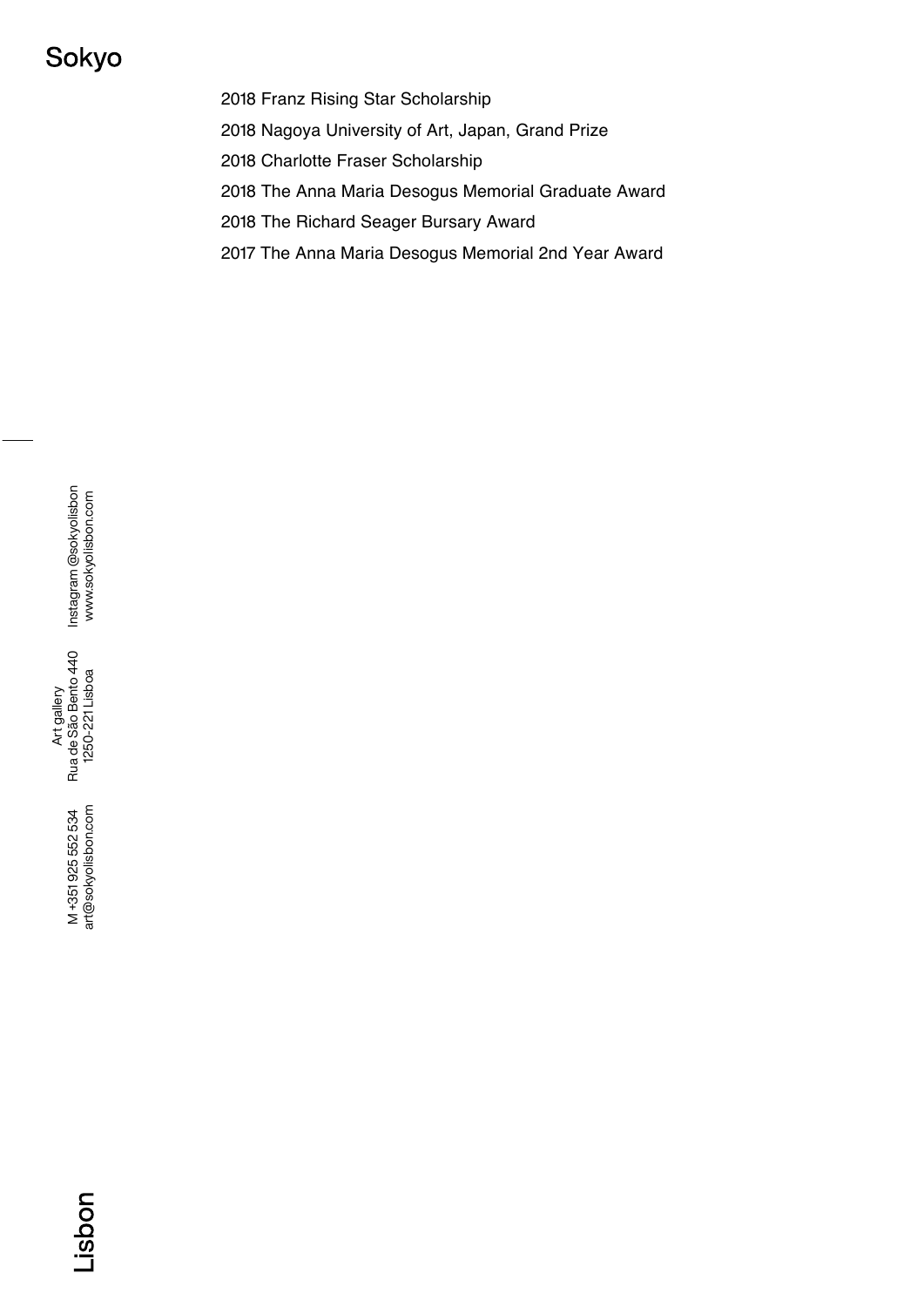2018 Franz Rising Star Scholarship

2018 Nagoya University of Art, Japan, Grand Prize

2018 Charlotte Fraser Scholarship

2018 The Anna Maria Desogus Memorial Graduate Award

2018 The Richard Seager Bursary Award

2017 The Anna Maria Desogus Memorial 2nd Year Award